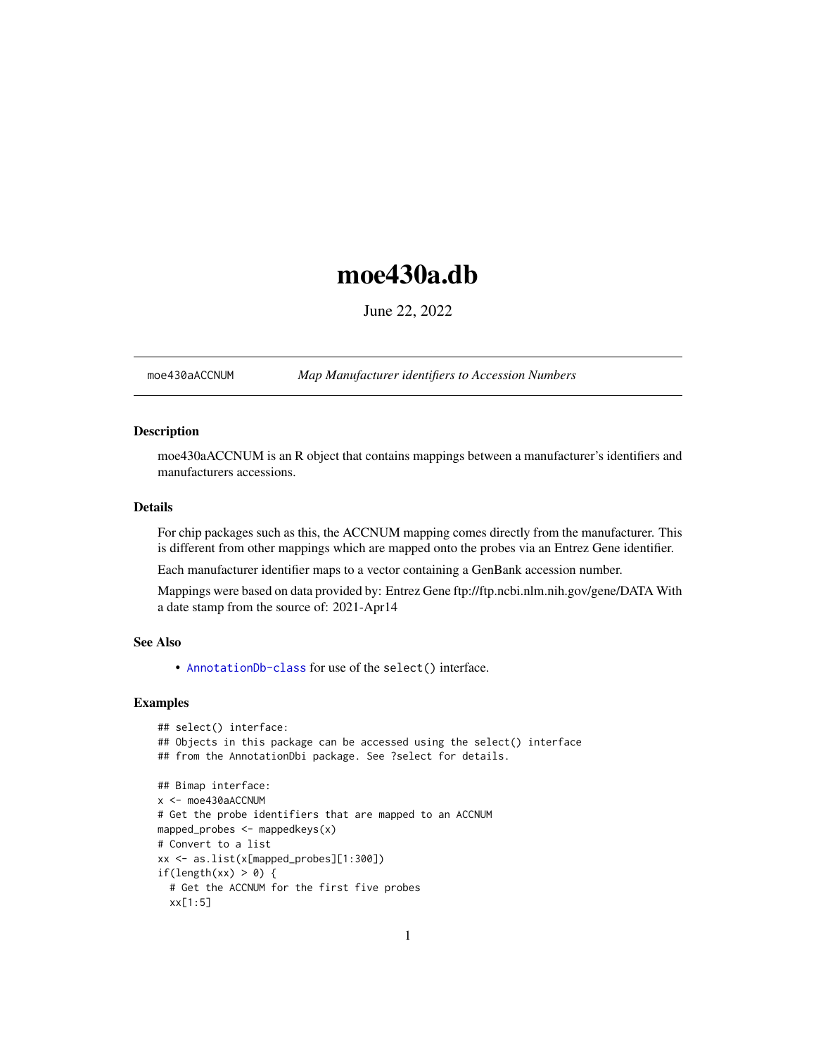# moe430a.db

June 22, 2022

---

moe430aACCNUM *Map Manufacturer identifiers to Accession Numbers*

---

### Description

moe430aACCNUM is an R object that contains mappings between a manufacturer's identifiers and manufacturers accessions.

### Details

For chip packages such as this, the ACCNUM mapping comes directly from the manufacturer. This is different from other mappings which are mapped onto the probes via an Entrez Gene identifier.

Each manufacturer identifier maps to a vector containing a GenBank accession number.

Mappings were based on data provided by: Entrez Gene ftp://ftp.ncbi.nlm.nih.gov/gene/DATA With a date stamp from the source of: 2021-Apr14

### See Also

- AnnotationDb-class for use of the `select()` interface.

### Examples

```
## select() interface:
## Objects in this package can be accessed using the select() interface
## from the AnnotationDbi package. See ?select for details.

## Bimap interface:
x <- moe430aACCNUM
# Get the probe identifiers that are mapped to an ACCNUM
mapped_probes <- mappedkeys(x)
# Convert to a list
xx <- as.list(x[mapped_probes][1:300])
if(length(xx) > 0) {
  # Get the ACCNUM for the first five probes
  xx[1:5]
```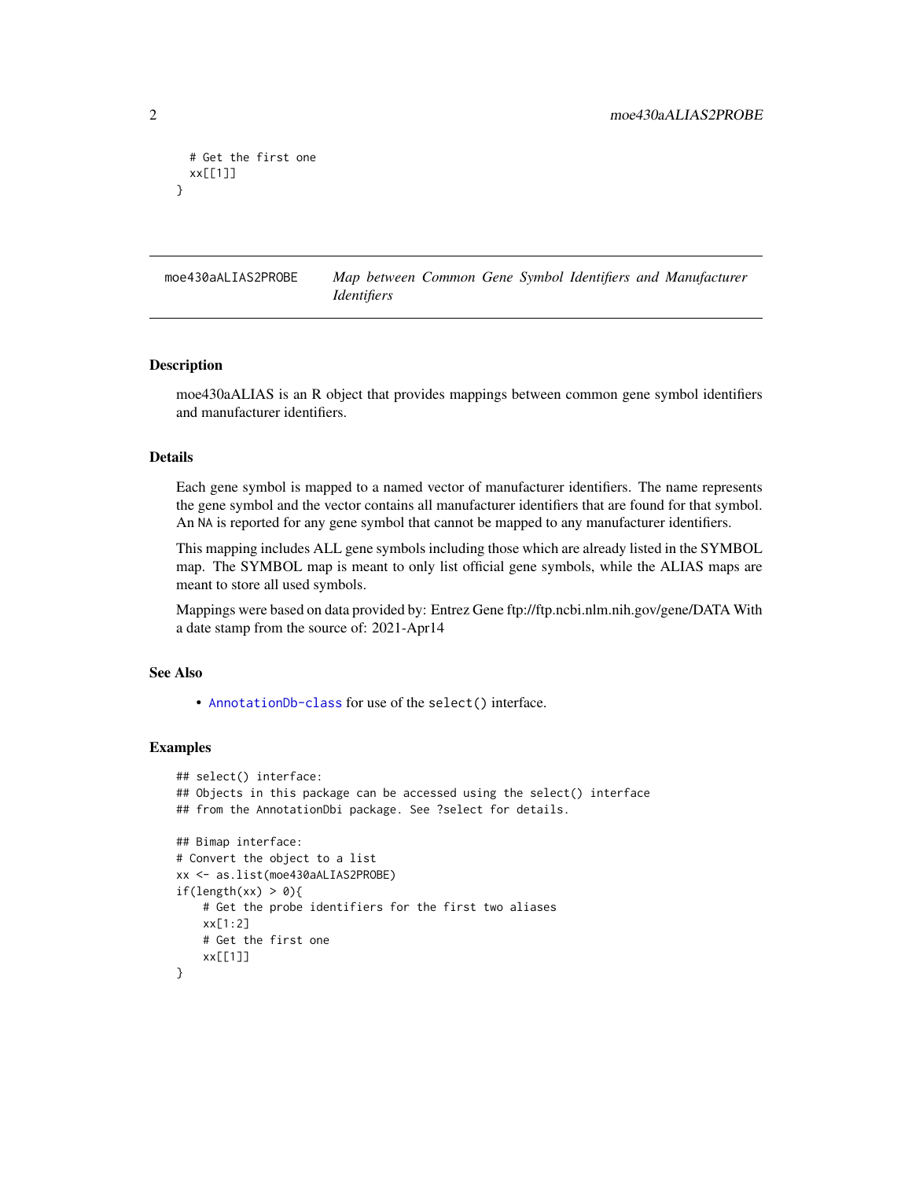```
  # Get the first one
  xx[[1]]
}
```

## moe430aALIAS2PROBE — *Map between Common Gene Symbol Identifiers and Manufacturer Identifiers*

### Description

moe430aALIAS is an R object that provides mappings between common gene symbol identifiers and manufacturer identifiers.

### Details

Each gene symbol is mapped to a named vector of manufacturer identifiers. The name represents the gene symbol and the vector contains all manufacturer identifiers that are found for that symbol. An NA is reported for any gene symbol that cannot be mapped to any manufacturer identifiers.

This mapping includes ALL gene symbols including those which are already listed in the SYMBOL map. The SYMBOL map is meant to only list official gene symbols, while the ALIAS maps are meant to store all used symbols.

Mappings were based on data provided by: Entrez Gene ftp://ftp.ncbi.nlm.nih.gov/gene/DATA With a date stamp from the source of: 2021-Apr14

### See Also

- AnnotationDb-class for use of the select() interface.

### Examples

```
## select() interface:
## Objects in this package can be accessed using the select() interface
## from the AnnotationDbi package. See ?select for details.

## Bimap interface:
# Convert the object to a list
xx <- as.list(moe430aALIAS2PROBE)
if(length(xx) > 0){
    # Get the probe identifiers for the first two aliases
    xx[1:2]
    # Get the first one
    xx[[1]]
}
```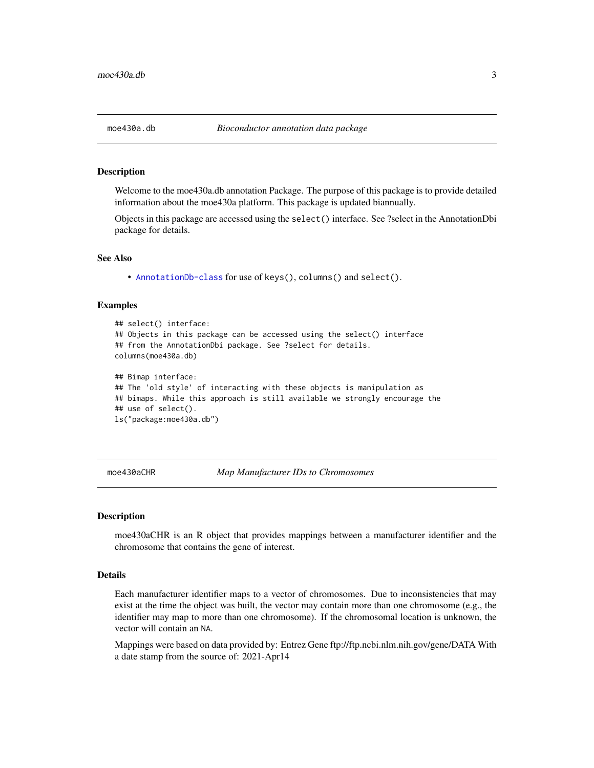## moe430a.db — *Bioconductor annotation data package*

### Description

Welcome to the moe430a.db annotation Package. The purpose of this package is to provide detailed information about the moe430a platform. This package is updated biannually.

Objects in this package are accessed using the `select()` interface. See ?select in the AnnotationDbi package for details.

### See Also

- `AnnotationDb-class` for use of `keys()`, `columns()` and `select()`.

### Examples

```
## select() interface:
## Objects in this package can be accessed using the select() interface
## from the AnnotationDbi package. See ?select for details.
columns(moe430a.db)

## Bimap interface:
## The 'old style' of interacting with these objects is manipulation as
## bimaps. While this approach is still available we strongly encourage the
## use of select().
ls("package:moe430a.db")
```

## moe430aCHR — *Map Manufacturer IDs to Chromosomes*

### Description

moe430aCHR is an R object that provides mappings between a manufacturer identifier and the chromosome that contains the gene of interest.

### Details

Each manufacturer identifier maps to a vector of chromosomes. Due to inconsistencies that may exist at the time the object was built, the vector may contain more than one chromosome (e.g., the identifier may map to more than one chromosome). If the chromosomal location is unknown, the vector will contain an `NA`.

Mappings were based on data provided by: Entrez Gene ftp://ftp.ncbi.nlm.nih.gov/gene/DATA With a date stamp from the source of: 2021-Apr14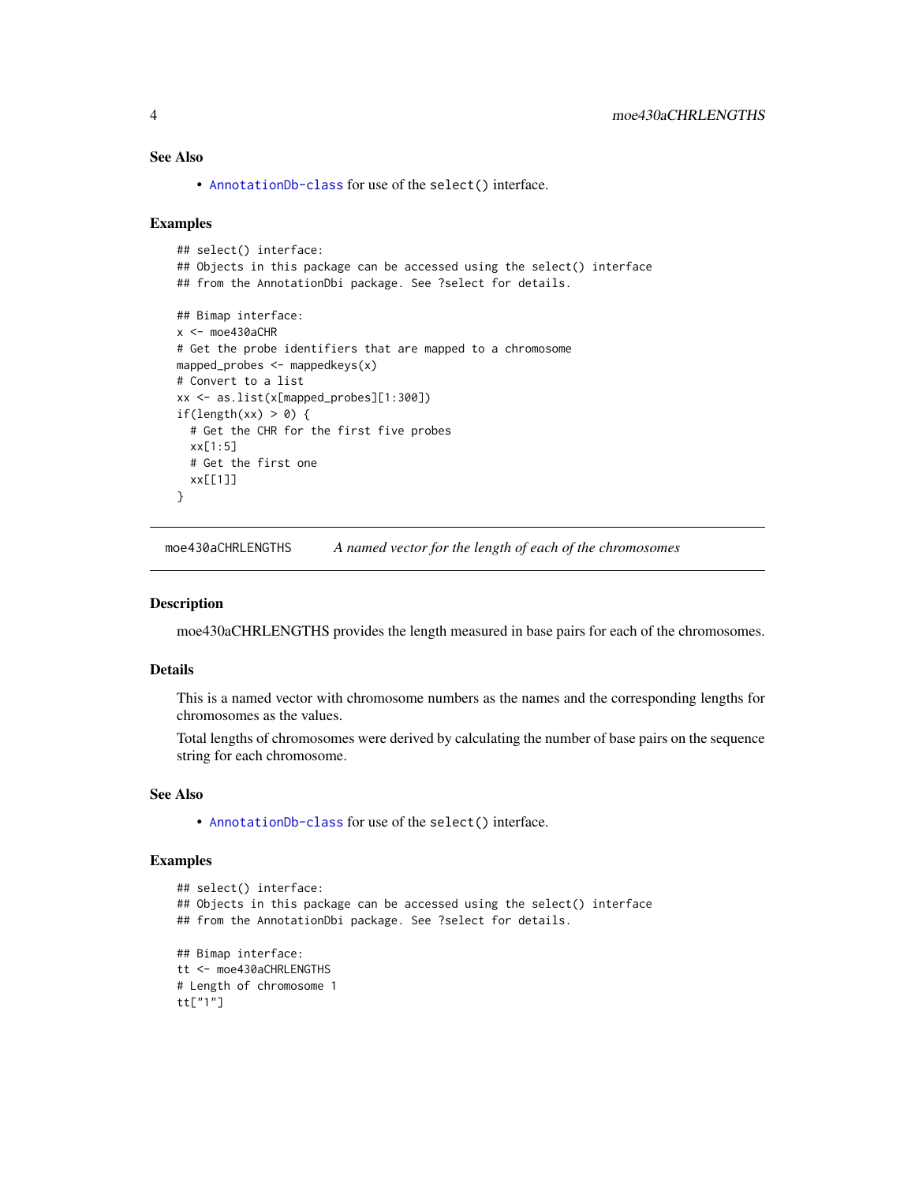### See Also

- AnnotationDb-class for use of the select() interface.

### Examples

```
## select() interface:
## Objects in this package can be accessed using the select() interface
## from the AnnotationDbi package. See ?select for details.

## Bimap interface:
x <- moe430aCHR
# Get the probe identifiers that are mapped to a chromosome
mapped_probes <- mappedkeys(x)
# Convert to a list
xx <- as.list(x[mapped_probes][1:300])
if(length(xx) > 0) {
  # Get the CHR for the first five probes
  xx[1:5]
  # Get the first one
  xx[[1]]
}
```

---

## moe430aCHRLENGTHS — *A named vector for the length of each of the chromosomes*

### Description

moe430aCHRLENGTHS provides the length measured in base pairs for each of the chromosomes.

### Details

This is a named vector with chromosome numbers as the names and the corresponding lengths for chromosomes as the values.

Total lengths of chromosomes were derived by calculating the number of base pairs on the sequence string for each chromosome.

### See Also

- AnnotationDb-class for use of the select() interface.

### Examples

```
## select() interface:
## Objects in this package can be accessed using the select() interface
## from the AnnotationDbi package. See ?select for details.

## Bimap interface:
tt <- moe430aCHRLENGTHS
# Length of chromosome 1
tt["1"]
```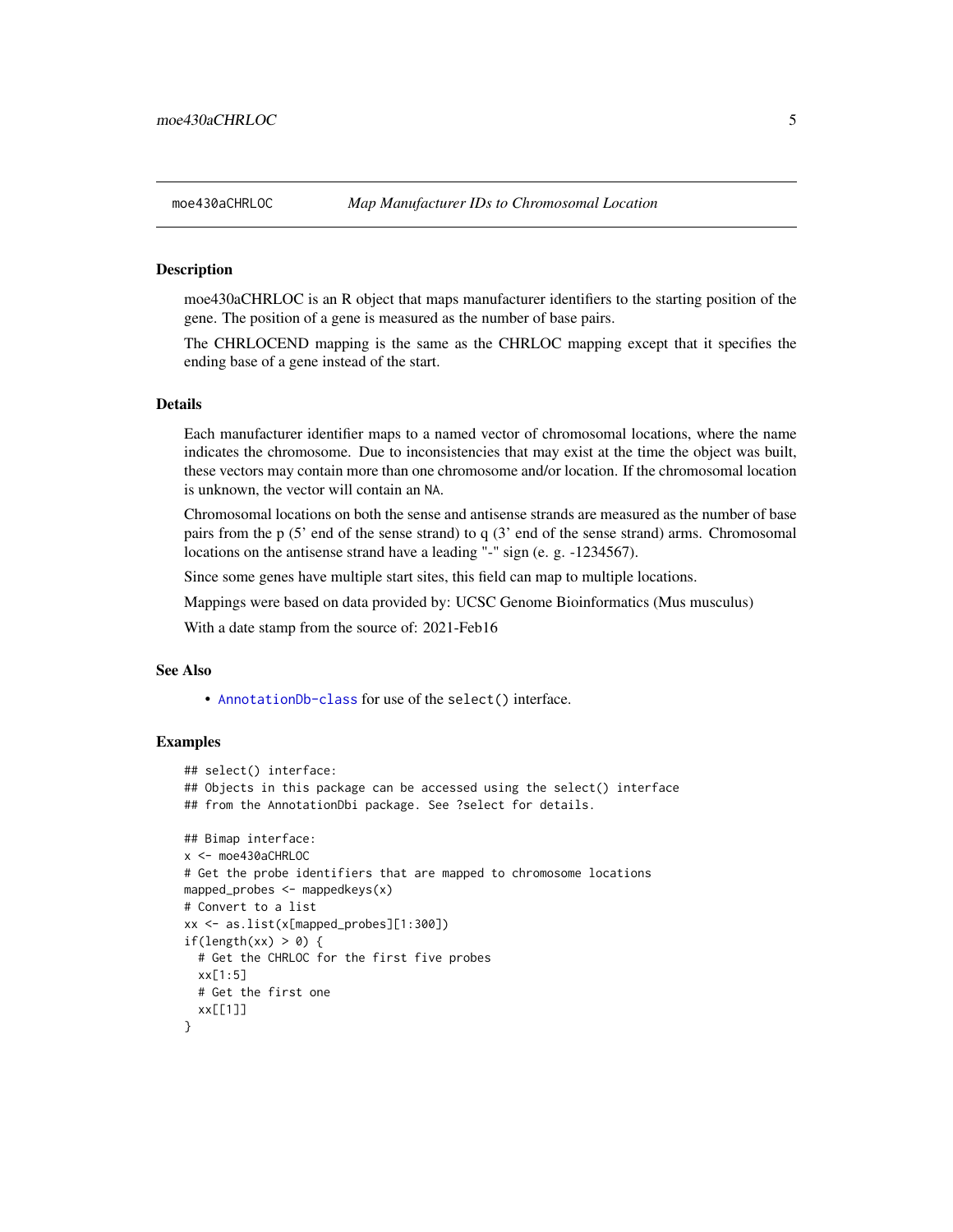## moe430aCHRLOC *Map Manufacturer IDs to Chromosomal Location*

### Description

moe430aCHRLOC is an R object that maps manufacturer identifiers to the starting position of the gene. The position of a gene is measured as the number of base pairs.

The CHRLOCEND mapping is the same as the CHRLOC mapping except that it specifies the ending base of a gene instead of the start.

### Details

Each manufacturer identifier maps to a named vector of chromosomal locations, where the name indicates the chromosome. Due to inconsistencies that may exist at the time the object was built, these vectors may contain more than one chromosome and/or location. If the chromosomal location is unknown, the vector will contain an `NA`.

Chromosomal locations on both the sense and antisense strands are measured as the number of base pairs from the p (5' end of the sense strand) to q (3' end of the sense strand) arms. Chromosomal locations on the antisense strand have a leading "-" sign (e. g. -1234567).

Since some genes have multiple start sites, this field can map to multiple locations.

Mappings were based on data provided by: UCSC Genome Bioinformatics (Mus musculus)

With a date stamp from the source of: 2021-Feb16

### See Also

- `AnnotationDb-class` for use of the `select()` interface.

### Examples

```
## select() interface:
## Objects in this package can be accessed using the select() interface
## from the AnnotationDbi package. See ?select for details.

## Bimap interface:
x <- moe430aCHRLOC
# Get the probe identifiers that are mapped to chromosome locations
mapped_probes <- mappedkeys(x)
# Convert to a list
xx <- as.list(x[mapped_probes][1:300])
if(length(xx) > 0) {
  # Get the CHRLOC for the first five probes
  xx[1:5]
  # Get the first one
  xx[[1]]
}
```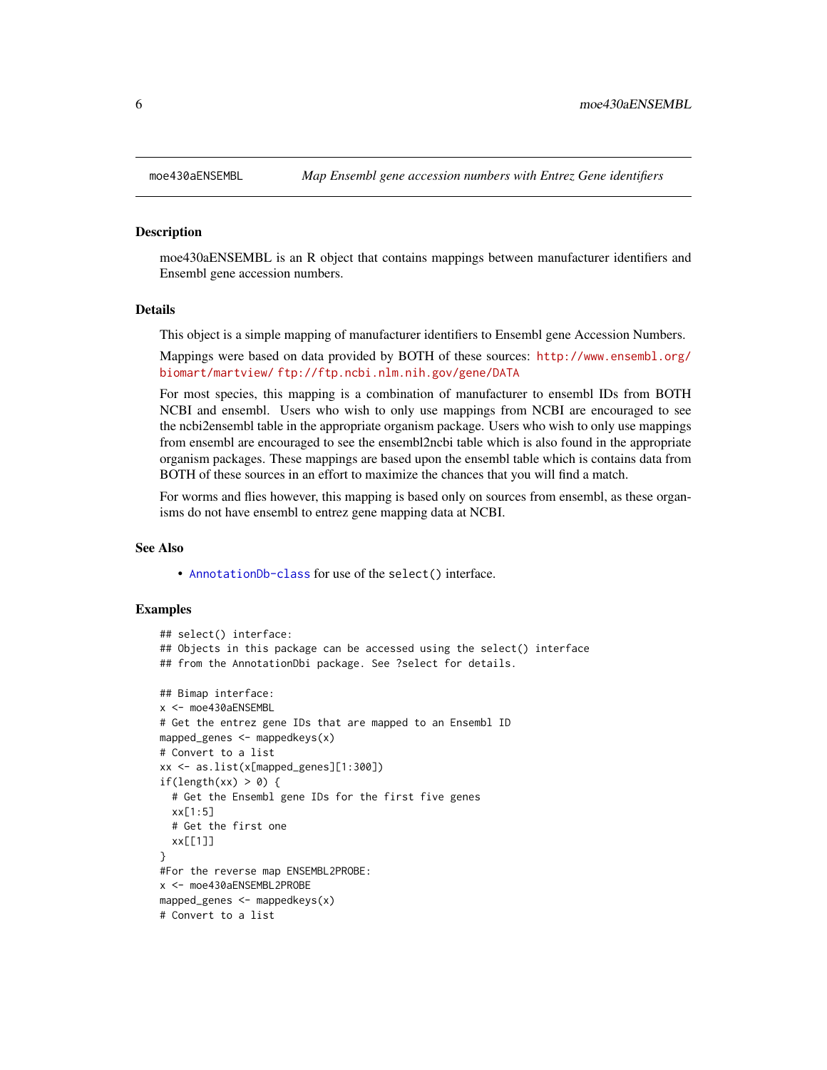# moe430aENSEMBL — *Map Ensembl gene accession numbers with Entrez Gene identifiers*

## Description

moe430aENSEMBL is an R object that contains mappings between manufacturer identifiers and Ensembl gene accession numbers.

## Details

This object is a simple mapping of manufacturer identifiers to Ensembl gene Accession Numbers.

Mappings were based on data provided by BOTH of these sources: http://www.ensembl.org/biomart/martview/ ftp://ftp.ncbi.nlm.nih.gov/gene/DATA

For most species, this mapping is a combination of manufacturer to ensembl IDs from BOTH NCBI and ensembl. Users who wish to only use mappings from NCBI are encouraged to see the ncbi2ensembl table in the appropriate organism package. Users who wish to only use mappings from ensembl are encouraged to see the ensembl2ncbi table which is also found in the appropriate organism packages. These mappings are based upon the ensembl table which is contains data from BOTH of these sources in an effort to maximize the chances that you will find a match.

For worms and flies however, this mapping is based only on sources from ensembl, as these organisms do not have ensembl to entrez gene mapping data at NCBI.

## See Also

- `AnnotationDb-class` for use of the `select()` interface.

## Examples

```
## select() interface:
## Objects in this package can be accessed using the select() interface
## from the AnnotationDbi package. See ?select for details.

## Bimap interface:
x <- moe430aENSEMBL
# Get the entrez gene IDs that are mapped to an Ensembl ID
mapped_genes <- mappedkeys(x)
# Convert to a list
xx <- as.list(x[mapped_genes][1:300])
if(length(xx) > 0) {
  # Get the Ensembl gene IDs for the first five genes
  xx[1:5]
  # Get the first one
  xx[[1]]
}
#For the reverse map ENSEMBL2PROBE:
x <- moe430aENSEMBL2PROBE
mapped_genes <- mappedkeys(x)
# Convert to a list
```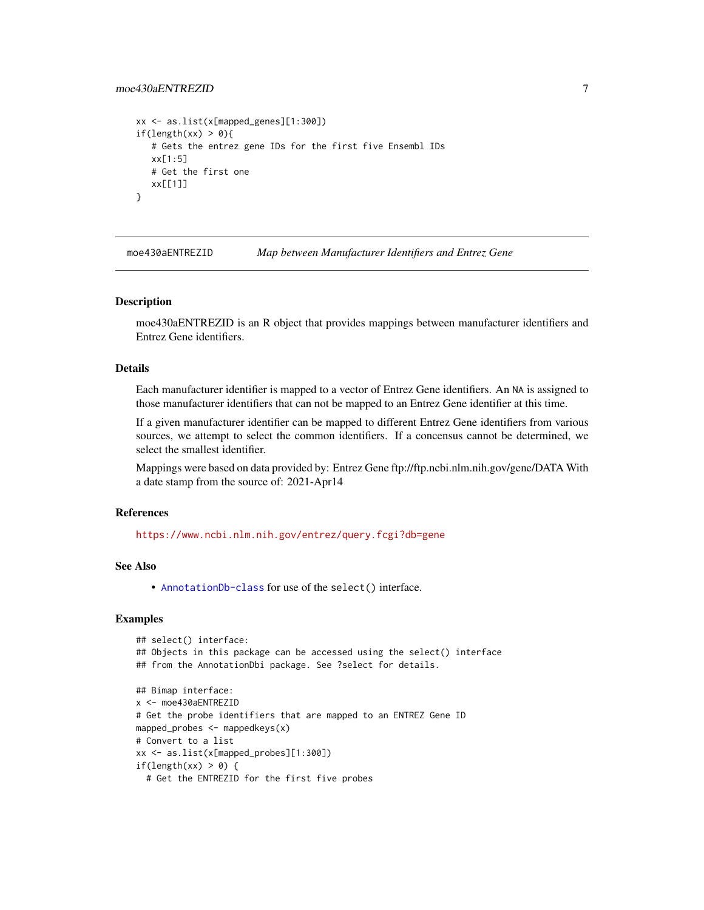```
xx <- as.list(x[mapped_genes][1:300])
if(length(xx) > 0){
   # Gets the entrez gene IDs for the first five Ensembl IDs
   xx[1:5]
   # Get the first one
   xx[[1]]
}
```

## moe430aENTREZID    *Map between Manufacturer Identifiers and Entrez Gene*

### Description

moe430aENTREZID is an R object that provides mappings between manufacturer identifiers and Entrez Gene identifiers.

### Details

Each manufacturer identifier is mapped to a vector of Entrez Gene identifiers. An NA is assigned to those manufacturer identifiers that can not be mapped to an Entrez Gene identifier at this time.

If a given manufacturer identifier can be mapped to different Entrez Gene identifiers from various sources, we attempt to select the common identifiers. If a concensus cannot be determined, we select the smallest identifier.

Mappings were based on data provided by: Entrez Gene ftp://ftp.ncbi.nlm.nih.gov/gene/DATA With a date stamp from the source of: 2021-Apr14

### References

https://www.ncbi.nlm.nih.gov/entrez/query.fcgi?db=gene

### See Also

- AnnotationDb-class for use of the select() interface.

### Examples

```
## select() interface:
## Objects in this package can be accessed using the select() interface
## from the AnnotationDbi package. See ?select for details.

## Bimap interface:
x <- moe430aENTREZID
# Get the probe identifiers that are mapped to an ENTREZ Gene ID
mapped_probes <- mappedkeys(x)
# Convert to a list
xx <- as.list(x[mapped_probes][1:300])
if(length(xx) > 0) {
  # Get the ENTREZID for the first five probes
```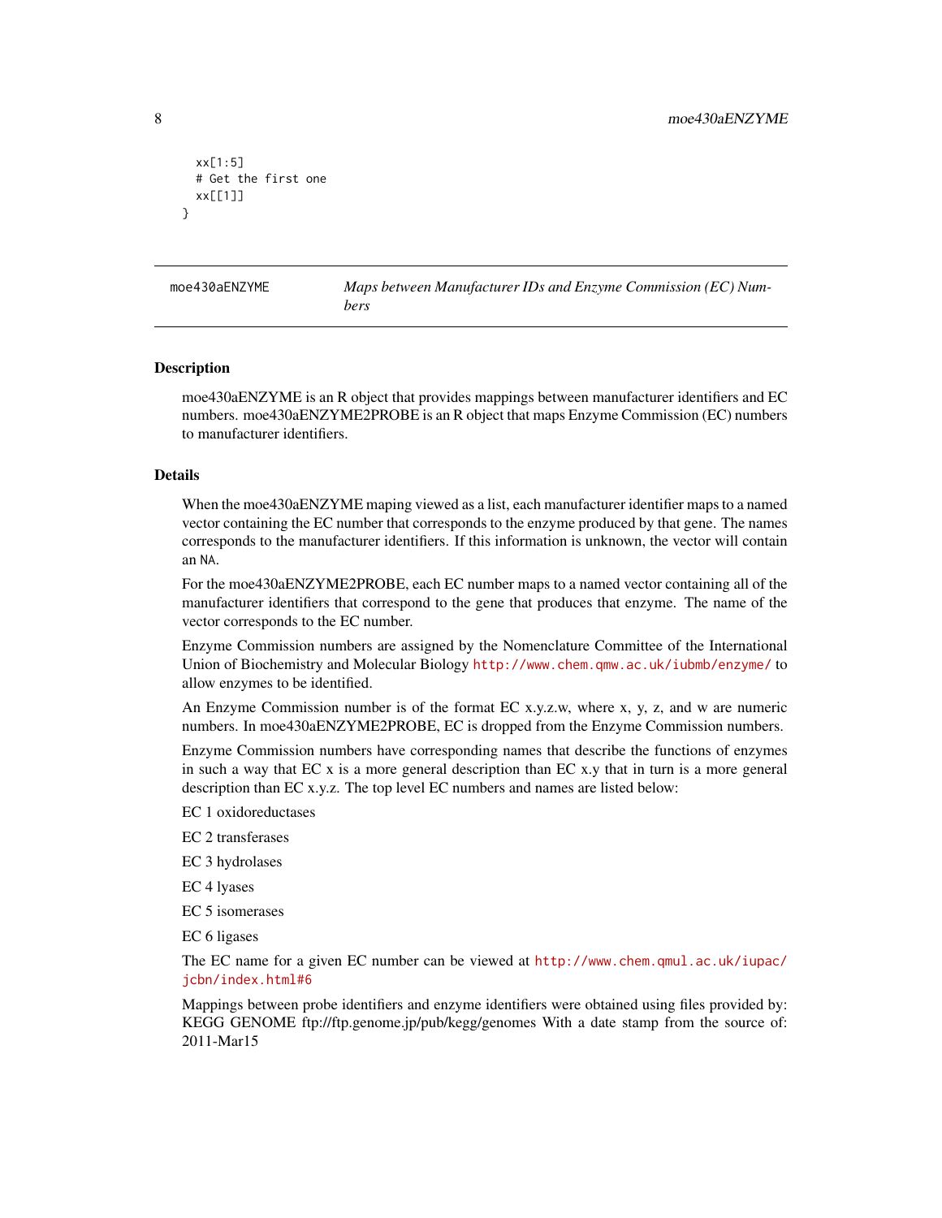```
  xx[1:5]
  # Get the first one
  xx[[1]]
}
```

## moe430aENZYME — *Maps between Manufacturer IDs and Enzyme Commission (EC) Numbers*

### Description

moe430aENZYME is an R object that provides mappings between manufacturer identifiers and EC numbers. moe430aENZYME2PROBE is an R object that maps Enzyme Commission (EC) numbers to manufacturer identifiers.

### Details

When the moe430aENZYME maping viewed as a list, each manufacturer identifier maps to a named vector containing the EC number that corresponds to the enzyme produced by that gene. The names corresponds to the manufacturer identifiers. If this information is unknown, the vector will contain an `NA`.

For the moe430aENZYME2PROBE, each EC number maps to a named vector containing all of the manufacturer identifiers that correspond to the gene that produces that enzyme. The name of the vector corresponds to the EC number.

Enzyme Commission numbers are assigned by the Nomenclature Committee of the International Union of Biochemistry and Molecular Biology http://www.chem.qmw.ac.uk/iubmb/enzyme/ to allow enzymes to be identified.

An Enzyme Commission number is of the format EC x.y.z.w, where x, y, z, and w are numeric numbers. In moe430aENZYME2PROBE, EC is dropped from the Enzyme Commission numbers.

Enzyme Commission numbers have corresponding names that describe the functions of enzymes in such a way that EC x is a more general description than EC x.y that in turn is a more general description than EC x.y.z. The top level EC numbers and names are listed below:

EC 1 oxidoreductases

EC 2 transferases

EC 3 hydrolases

EC 4 lyases

EC 5 isomerases

EC 6 ligases

The EC name for a given EC number can be viewed at http://www.chem.qmul.ac.uk/iupac/jcbn/index.html#6

Mappings between probe identifiers and enzyme identifiers were obtained using files provided by: KEGG GENOME ftp://ftp.genome.jp/pub/kegg/genomes With a date stamp from the source of: 2011-Mar15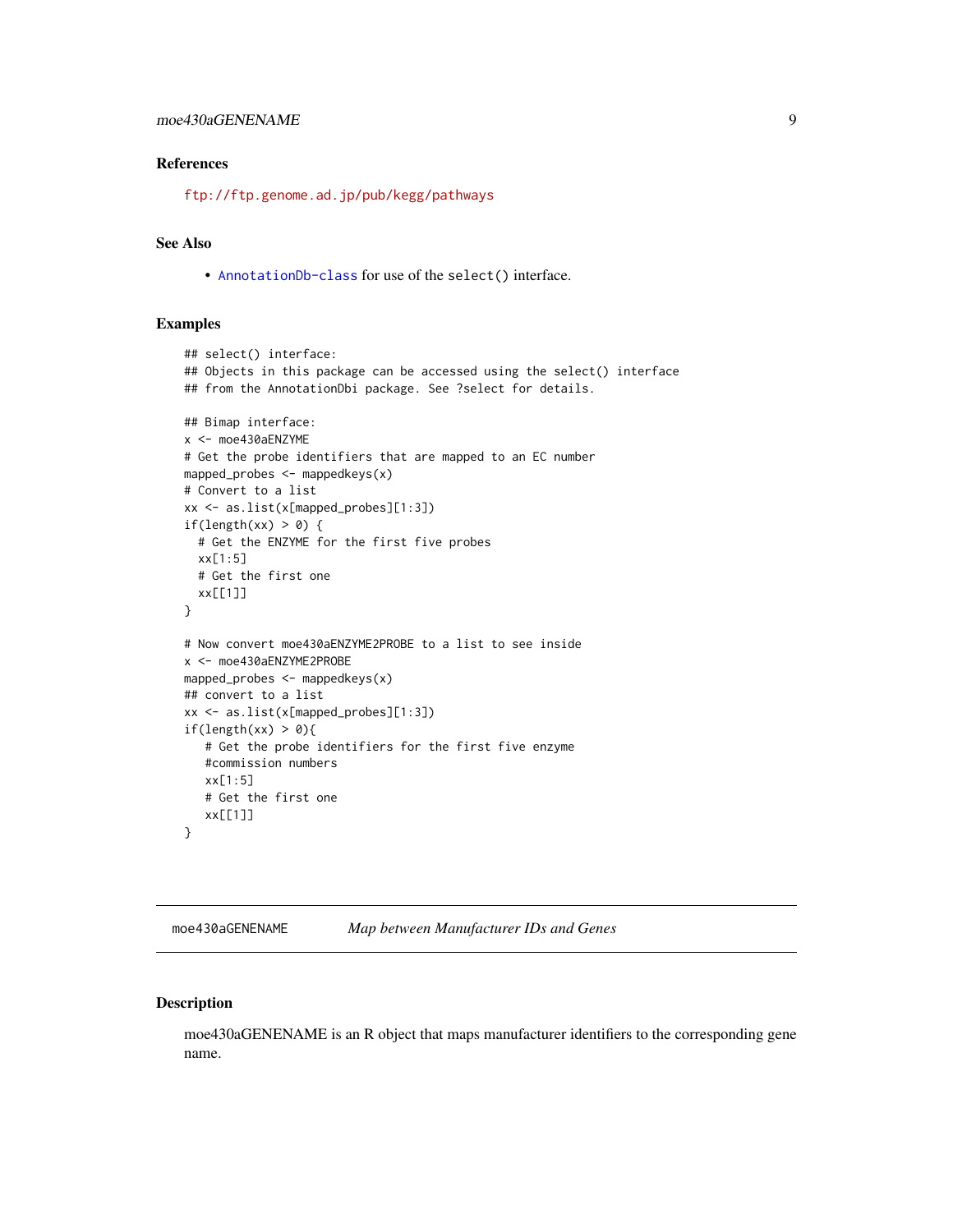### References

ftp://ftp.genome.ad.jp/pub/kegg/pathways

### See Also

- AnnotationDb-class for use of the select() interface.

### Examples

```
## select() interface:
## Objects in this package can be accessed using the select() interface
## from the AnnotationDbi package. See ?select for details.

## Bimap interface:
x <- moe430aENZYME
# Get the probe identifiers that are mapped to an EC number
mapped_probes <- mappedkeys(x)
# Convert to a list
xx <- as.list(x[mapped_probes][1:3])
if(length(xx) > 0) {
  # Get the ENZYME for the first five probes
  xx[1:5]
  # Get the first one
  xx[[1]]
}

# Now convert moe430aENZYME2PROBE to a list to see inside
x <- moe430aENZYME2PROBE
mapped_probes <- mappedkeys(x)
## convert to a list
xx <- as.list(x[mapped_probes][1:3])
if(length(xx) > 0){
   # Get the probe identifiers for the first five enzyme
   #commission numbers
   xx[1:5]
   # Get the first one
   xx[[1]]
}
```

---

## moe430aGENENAME    *Map between Manufacturer IDs and Genes*

---

### Description

moe430aGENENAME is an R object that maps manufacturer identifiers to the corresponding gene name.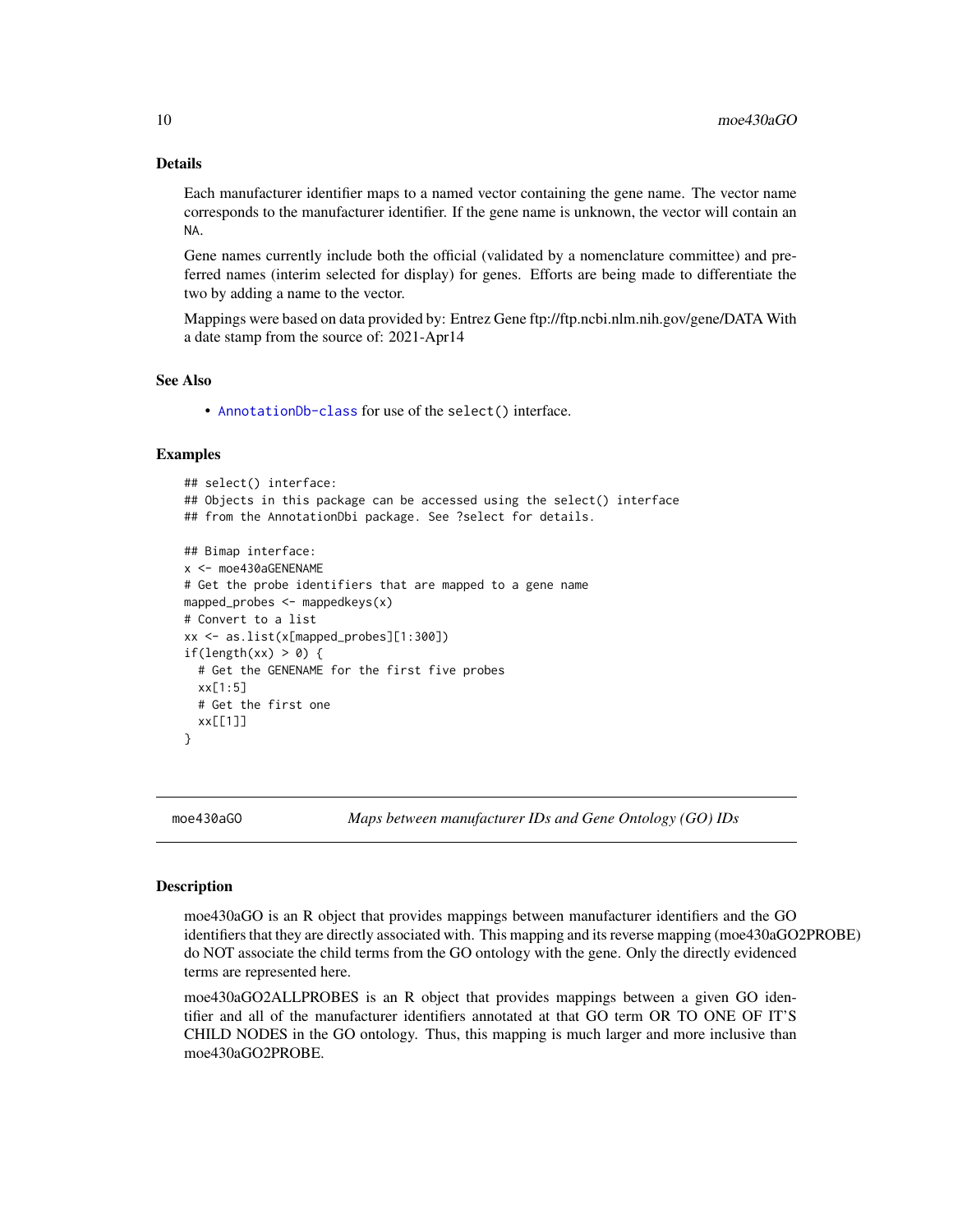## Details

Each manufacturer identifier maps to a named vector containing the gene name. The vector name corresponds to the manufacturer identifier. If the gene name is unknown, the vector will contain an NA.

Gene names currently include both the official (validated by a nomenclature committee) and preferred names (interim selected for display) for genes. Efforts are being made to differentiate the two by adding a name to the vector.

Mappings were based on data provided by: Entrez Gene ftp://ftp.ncbi.nlm.nih.gov/gene/DATA With a date stamp from the source of: 2021-Apr14

## See Also

- AnnotationDb-class for use of the select() interface.

## Examples

```
## select() interface:
## Objects in this package can be accessed using the select() interface
## from the AnnotationDbi package. See ?select for details.

## Bimap interface:
x <- moe430aGENENAME
# Get the probe identifiers that are mapped to a gene name
mapped_probes <- mappedkeys(x)
# Convert to a list
xx <- as.list(x[mapped_probes][1:300])
if(length(xx) > 0) {
  # Get the GENENAME for the first five probes
  xx[1:5]
  # Get the first one
  xx[[1]]
}
```

---

# moe430aGO — *Maps between manufacturer IDs and Gene Ontology (GO) IDs*

## Description

moe430aGO is an R object that provides mappings between manufacturer identifiers and the GO identifiers that they are directly associated with. This mapping and its reverse mapping (moe430aGO2PROBE) do NOT associate the child terms from the GO ontology with the gene. Only the directly evidenced terms are represented here.

moe430aGO2ALLPROBES is an R object that provides mappings between a given GO identifier and all of the manufacturer identifiers annotated at that GO term OR TO ONE OF IT'S CHILD NODES in the GO ontology. Thus, this mapping is much larger and more inclusive than moe430aGO2PROBE.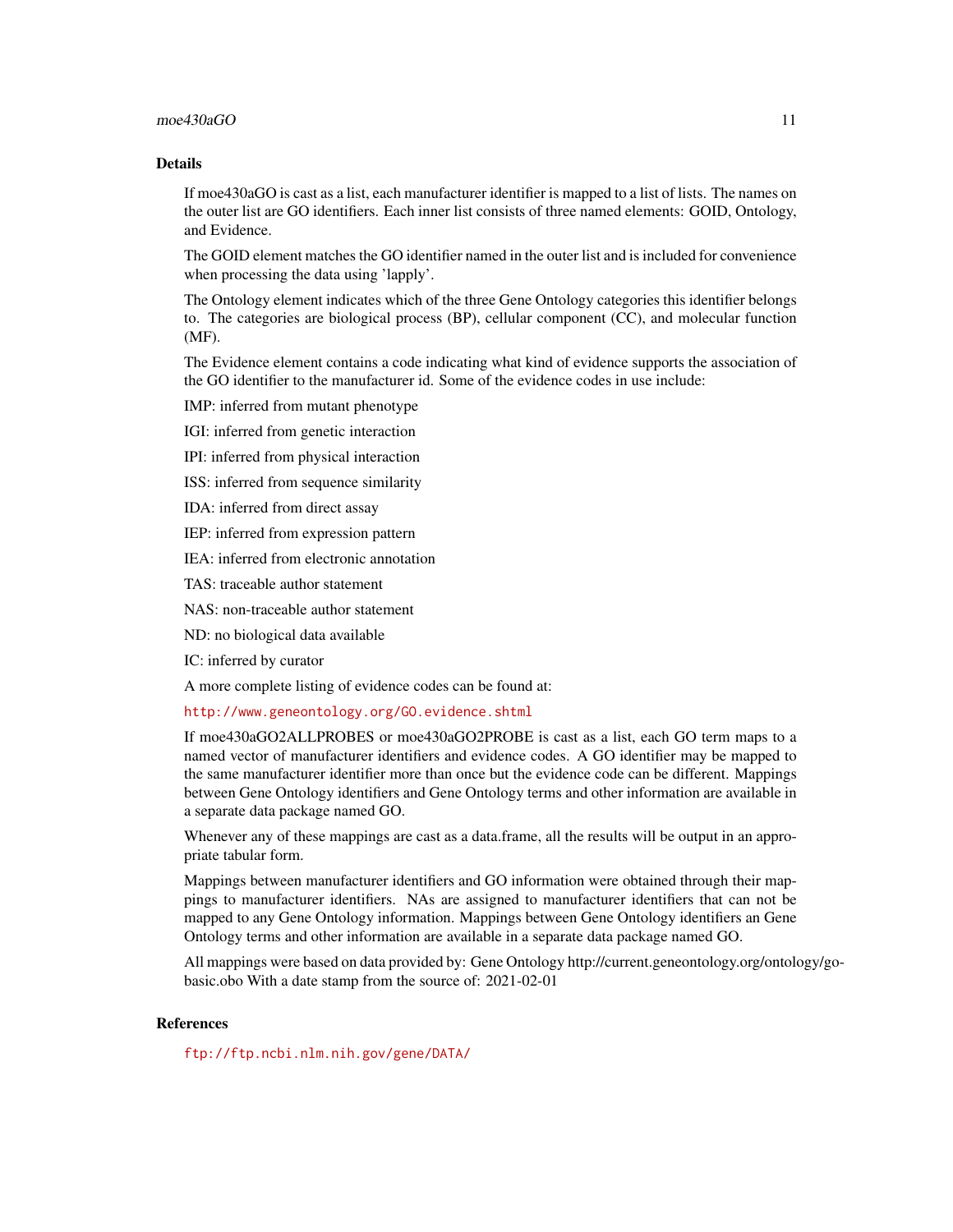## Details

If moe430aGO is cast as a list, each manufacturer identifier is mapped to a list of lists. The names on the outer list are GO identifiers. Each inner list consists of three named elements: GOID, Ontology, and Evidence.

The GOID element matches the GO identifier named in the outer list and is included for convenience when processing the data using 'lapply'.

The Ontology element indicates which of the three Gene Ontology categories this identifier belongs to. The categories are biological process (BP), cellular component (CC), and molecular function (MF).

The Evidence element contains a code indicating what kind of evidence supports the association of the GO identifier to the manufacturer id. Some of the evidence codes in use include:

IMP: inferred from mutant phenotype

IGI: inferred from genetic interaction

IPI: inferred from physical interaction

ISS: inferred from sequence similarity

IDA: inferred from direct assay

IEP: inferred from expression pattern

IEA: inferred from electronic annotation

TAS: traceable author statement

NAS: non-traceable author statement

ND: no biological data available

IC: inferred by curator

A more complete listing of evidence codes can be found at:

http://www.geneontology.org/GO.evidence.shtml

If moe430aGO2ALLPROBES or moe430aGO2PROBE is cast as a list, each GO term maps to a named vector of manufacturer identifiers and evidence codes. A GO identifier may be mapped to the same manufacturer identifier more than once but the evidence code can be different. Mappings between Gene Ontology identifiers and Gene Ontology terms and other information are available in a separate data package named GO.

Whenever any of these mappings are cast as a data.frame, all the results will be output in an appropriate tabular form.

Mappings between manufacturer identifiers and GO information were obtained through their mappings to manufacturer identifiers. NAs are assigned to manufacturer identifiers that can not be mapped to any Gene Ontology information. Mappings between Gene Ontology identifiers an Gene Ontology terms and other information are available in a separate data package named GO.

All mappings were based on data provided by: Gene Ontology http://current.geneontology.org/ontology/go-basic.obo With a date stamp from the source of: 2021-02-01

## References

ftp://ftp.ncbi.nlm.nih.gov/gene/DATA/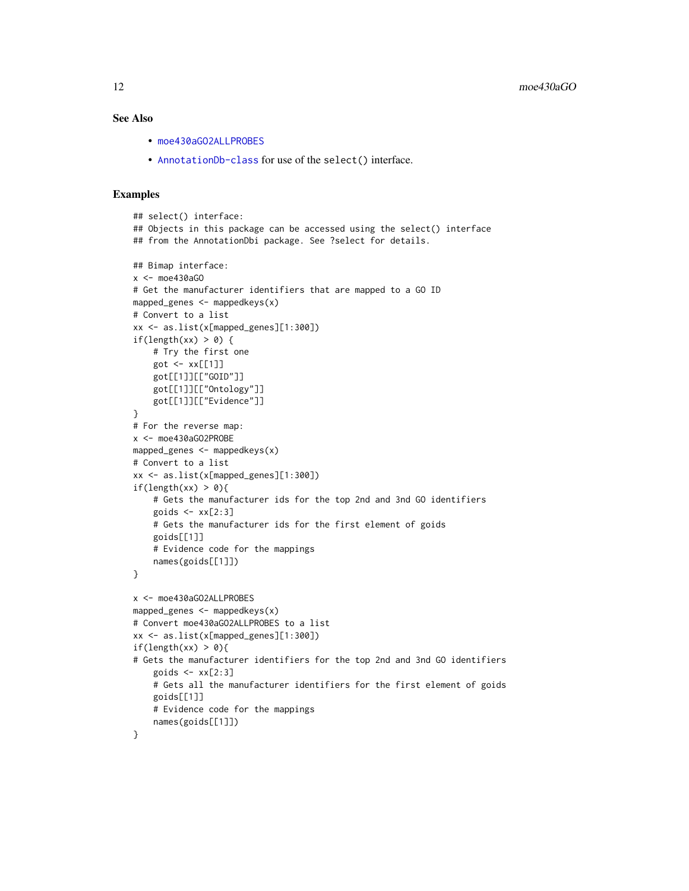## See Also

- moe430aGO2ALLPROBES
- AnnotationDb-class for use of the select() interface.

## Examples

```
## select() interface:
## Objects in this package can be accessed using the select() interface
## from the AnnotationDbi package. See ?select for details.

## Bimap interface:
x <- moe430aGO
# Get the manufacturer identifiers that are mapped to a GO ID
mapped_genes <- mappedkeys(x)
# Convert to a list
xx <- as.list(x[mapped_genes][1:300])
if(length(xx) > 0) {
    # Try the first one
    got <- xx[[1]]
    got[[1]][["GOID"]]
    got[[1]][["Ontology"]]
    got[[1]][["Evidence"]]
}
# For the reverse map:
x <- moe430aGO2PROBE
mapped_genes <- mappedkeys(x)
# Convert to a list
xx <- as.list(x[mapped_genes][1:300])
if(length(xx) > 0){
    # Gets the manufacturer ids for the top 2nd and 3nd GO identifiers
    goids <- xx[2:3]
    # Gets the manufacturer ids for the first element of goids
    goids[[1]]
    # Evidence code for the mappings
    names(goids[[1]])
}

x <- moe430aGO2ALLPROBES
mapped_genes <- mappedkeys(x)
# Convert moe430aGO2ALLPROBES to a list
xx <- as.list(x[mapped_genes][1:300])
if(length(xx) > 0){
# Gets the manufacturer identifiers for the top 2nd and 3nd GO identifiers
    goids <- xx[2:3]
    # Gets all the manufacturer identifiers for the first element of goids
    goids[[1]]
    # Evidence code for the mappings
    names(goids[[1]])
}
```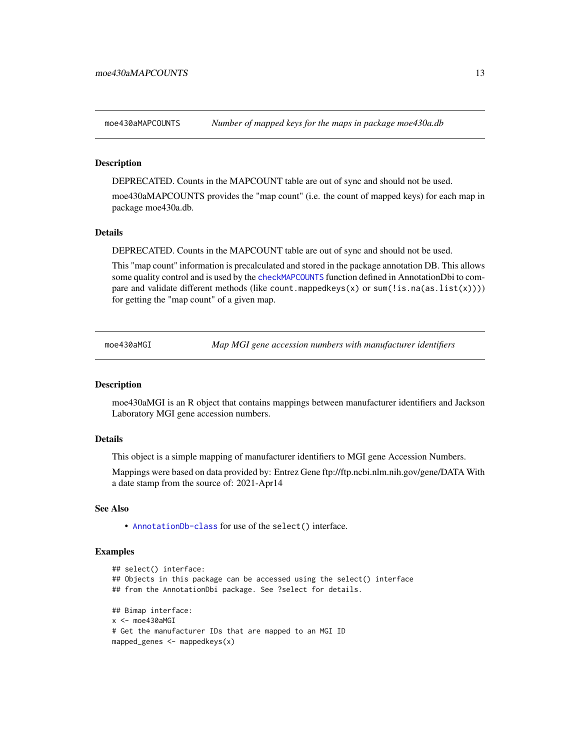## moe430aMAPCOUNTS — *Number of mapped keys for the maps in package moe430a.db*

### Description

DEPRECATED. Counts in the MAPCOUNT table are out of sync and should not be used.

moe430aMAPCOUNTS provides the "map count" (i.e. the count of mapped keys) for each map in package moe430a.db.

### Details

DEPRECATED. Counts in the MAPCOUNT table are out of sync and should not be used.

This "map count" information is precalculated and stored in the package annotation DB. This allows some quality control and is used by the `checkMAPCOUNTS` function defined in AnnotationDbi to compare and validate different methods (like `count.mappedkeys(x)` or `sum(!is.na(as.list(x)))`) for getting the "map count" of a given map.

## moe430aMGI — *Map MGI gene accession numbers with manufacturer identifiers*

### Description

moe430aMGI is an R object that contains mappings between manufacturer identifiers and Jackson Laboratory MGI gene accession numbers.

### Details

This object is a simple mapping of manufacturer identifiers to MGI gene Accession Numbers.

Mappings were based on data provided by: Entrez Gene ftp://ftp.ncbi.nlm.nih.gov/gene/DATA With a date stamp from the source of: 2021-Apr14

### See Also

- `AnnotationDb-class` for use of the `select()` interface.

### Examples

```
## select() interface:
## Objects in this package can be accessed using the select() interface
## from the AnnotationDbi package. See ?select for details.

## Bimap interface:
x <- moe430aMGI
# Get the manufacturer IDs that are mapped to an MGI ID
mapped_genes <- mappedkeys(x)
```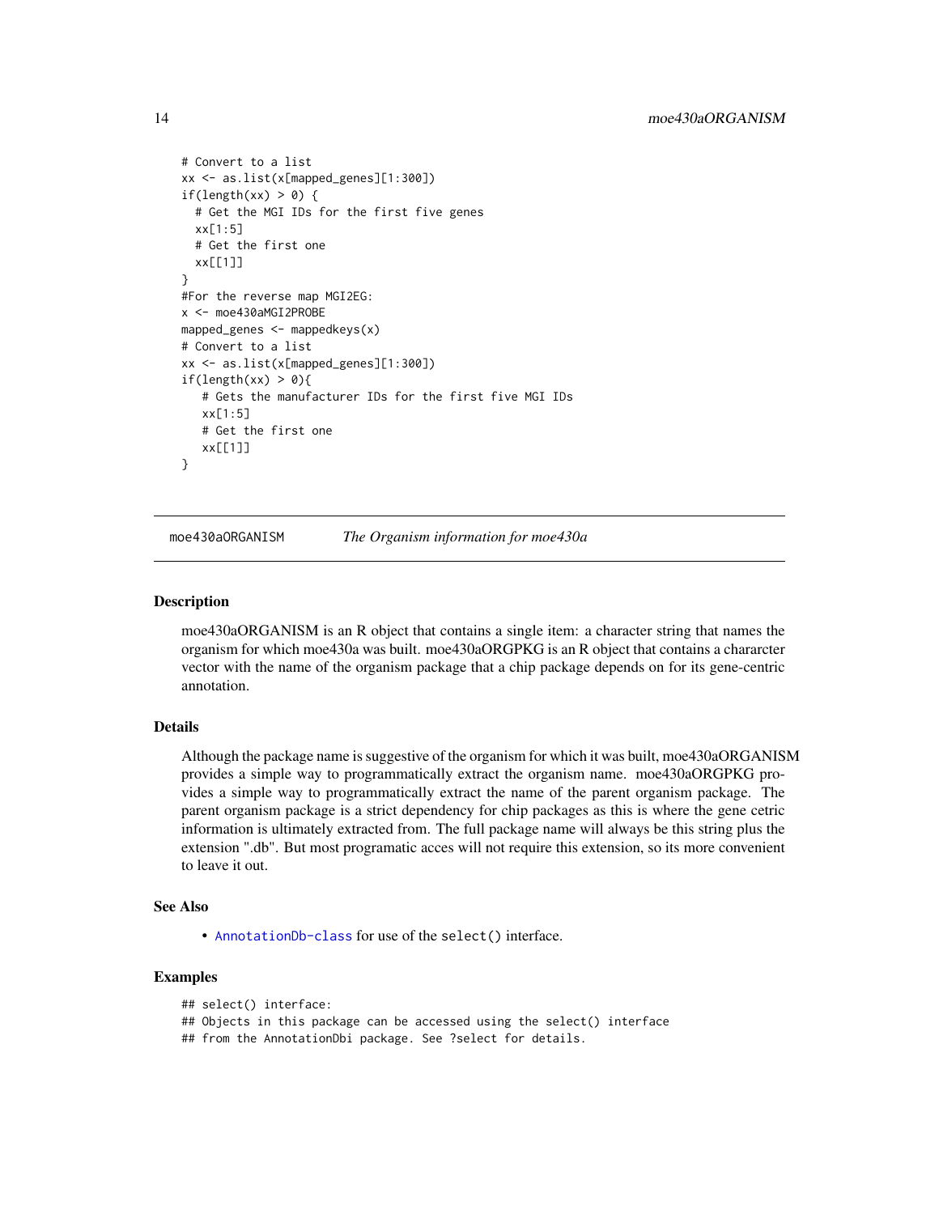```
# Convert to a list
xx <- as.list(x[mapped_genes][1:300])
if(length(xx) > 0) {
  # Get the MGI IDs for the first five genes
  xx[1:5]
  # Get the first one
  xx[[1]]
}
#For the reverse map MGI2EG:
x <- moe430aMGI2PROBE
mapped_genes <- mappedkeys(x)
# Convert to a list
xx <- as.list(x[mapped_genes][1:300])
if(length(xx) > 0){
   # Gets the manufacturer IDs for the first five MGI IDs
   xx[1:5]
   # Get the first one
   xx[[1]]
}
```

---

## moe430aORGANISM — *The Organism information for moe430a*

---

### Description

moe430aORGANISM is an R object that contains a single item: a character string that names the organism for which moe430a was built. moe430aORGPKG is an R object that contains a chararcter vector with the name of the organism package that a chip package depends on for its gene-centric annotation.

### Details

Although the package name is suggestive of the organism for which it was built, moe430aORGANISM provides a simple way to programmatically extract the organism name. moe430aORGPKG provides a simple way to programmatically extract the name of the parent organism package. The parent organism package is a strict dependency for chip packages as this is where the gene cetric information is ultimately extracted from. The full package name will always be this string plus the extension ".db". But most programatic acces will not require this extension, so its more convenient to leave it out.

### See Also

- `AnnotationDb-class` for use of the `select()` interface.

### Examples

```
## select() interface:
## Objects in this package can be accessed using the select() interface
## from the AnnotationDbi package. See ?select for details.
```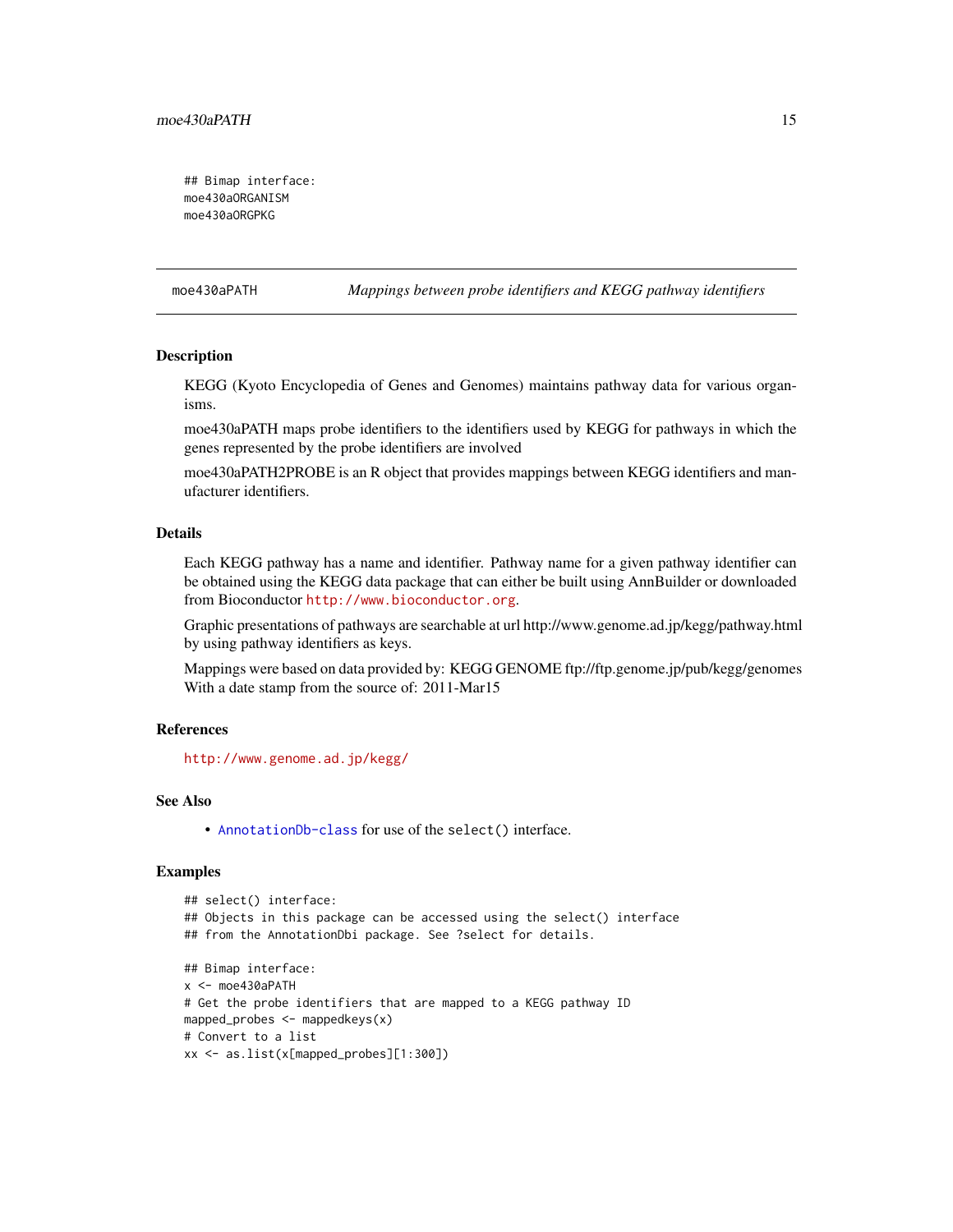```
## Bimap interface:
moe430aORGANISM
moe430aORGPKG
```

---

moe430aPATH *Mappings between probe identifiers and KEGG pathway identifiers*

---

## Description

KEGG (Kyoto Encyclopedia of Genes and Genomes) maintains pathway data for various organisms.

moe430aPATH maps probe identifiers to the identifiers used by KEGG for pathways in which the genes represented by the probe identifiers are involved

moe430aPATH2PROBE is an R object that provides mappings between KEGG identifiers and manufacturer identifiers.

## Details

Each KEGG pathway has a name and identifier. Pathway name for a given pathway identifier can be obtained using the KEGG data package that can either be built using AnnBuilder or downloaded from Bioconductor http://www.bioconductor.org.

Graphic presentations of pathways are searchable at url http://www.genome.ad.jp/kegg/pathway.html by using pathway identifiers as keys.

Mappings were based on data provided by: KEGG GENOME ftp://ftp.genome.jp/pub/kegg/genomes With a date stamp from the source of: 2011-Mar15

## References

http://www.genome.ad.jp/kegg/

## See Also

- AnnotationDb-class for use of the select() interface.

## Examples

```
## select() interface:
## Objects in this package can be accessed using the select() interface
## from the AnnotationDbi package. See ?select for details.

## Bimap interface:
x <- moe430aPATH
# Get the probe identifiers that are mapped to a KEGG pathway ID
mapped_probes <- mappedkeys(x)
# Convert to a list
xx <- as.list(x[mapped_probes][1:300])
```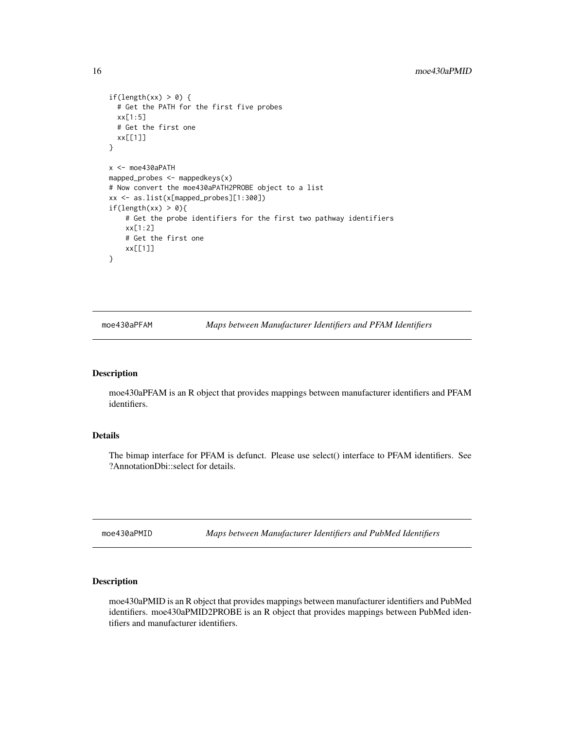```
if(length(xx) > 0) {
  # Get the PATH for the first five probes
  xx[1:5]
  # Get the first one
  xx[[1]]
}

x <- moe430aPATH
mapped_probes <- mappedkeys(x)
# Now convert the moe430aPATH2PROBE object to a list
xx <- as.list(x[mapped_probes][1:300])
if(length(xx) > 0){
    # Get the probe identifiers for the first two pathway identifiers
    xx[1:2]
    # Get the first one
    xx[[1]]
}
```

## moe430aPFAM *Maps between Manufacturer Identifiers and PFAM Identifiers*

### Description

moe430aPFAM is an R object that provides mappings between manufacturer identifiers and PFAM identifiers.

### Details

The bimap interface for PFAM is defunct. Please use select() interface to PFAM identifiers. See ?AnnotationDbi::select for details.

## moe430aPMID *Maps between Manufacturer Identifiers and PubMed Identifiers*

### Description

moe430aPMID is an R object that provides mappings between manufacturer identifiers and PubMed identifiers. moe430aPMID2PROBE is an R object that provides mappings between PubMed identifiers and manufacturer identifiers.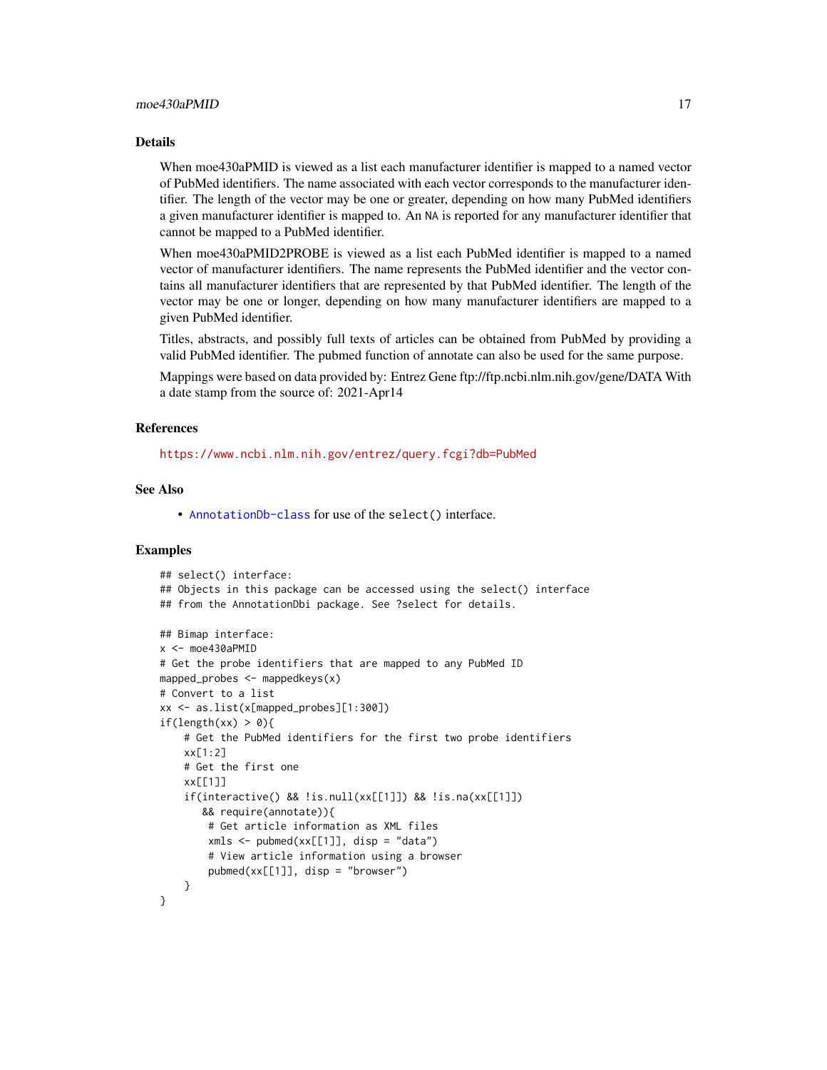## Details

When moe430aPMID is viewed as a list each manufacturer identifier is mapped to a named vector of PubMed identifiers. The name associated with each vector corresponds to the manufacturer identifier. The length of the vector may be one or greater, depending on how many PubMed identifiers a given manufacturer identifier is mapped to. An NA is reported for any manufacturer identifier that cannot be mapped to a PubMed identifier.

When moe430aPMID2PROBE is viewed as a list each PubMed identifier is mapped to a named vector of manufacturer identifiers. The name represents the PubMed identifier and the vector contains all manufacturer identifiers that are represented by that PubMed identifier. The length of the vector may be one or longer, depending on how many manufacturer identifiers are mapped to a given PubMed identifier.

Titles, abstracts, and possibly full texts of articles can be obtained from PubMed by providing a valid PubMed identifier. The pubmed function of annotate can also be used for the same purpose.

Mappings were based on data provided by: Entrez Gene ftp://ftp.ncbi.nlm.nih.gov/gene/DATA With a date stamp from the source of: 2021-Apr14

## References

https://www.ncbi.nlm.nih.gov/entrez/query.fcgi?db=PubMed

## See Also

- AnnotationDb-class for use of the select() interface.

## Examples

```
## select() interface:
## Objects in this package can be accessed using the select() interface
## from the AnnotationDbi package. See ?select for details.

## Bimap interface:
x <- moe430aPMID
# Get the probe identifiers that are mapped to any PubMed ID
mapped_probes <- mappedkeys(x)
# Convert to a list
xx <- as.list(x[mapped_probes][1:300])
if(length(xx) > 0){
    # Get the PubMed identifiers for the first two probe identifiers
    xx[1:2]
    # Get the first one
    xx[[1]]
    if(interactive() && !is.null(xx[[1]]) && !is.na(xx[[1]])
       && require(annotate)){
        # Get article information as XML files
        xmls <- pubmed(xx[[1]], disp = "data")
        # View article information using a browser
        pubmed(xx[[1]], disp = "browser")
    }
}
```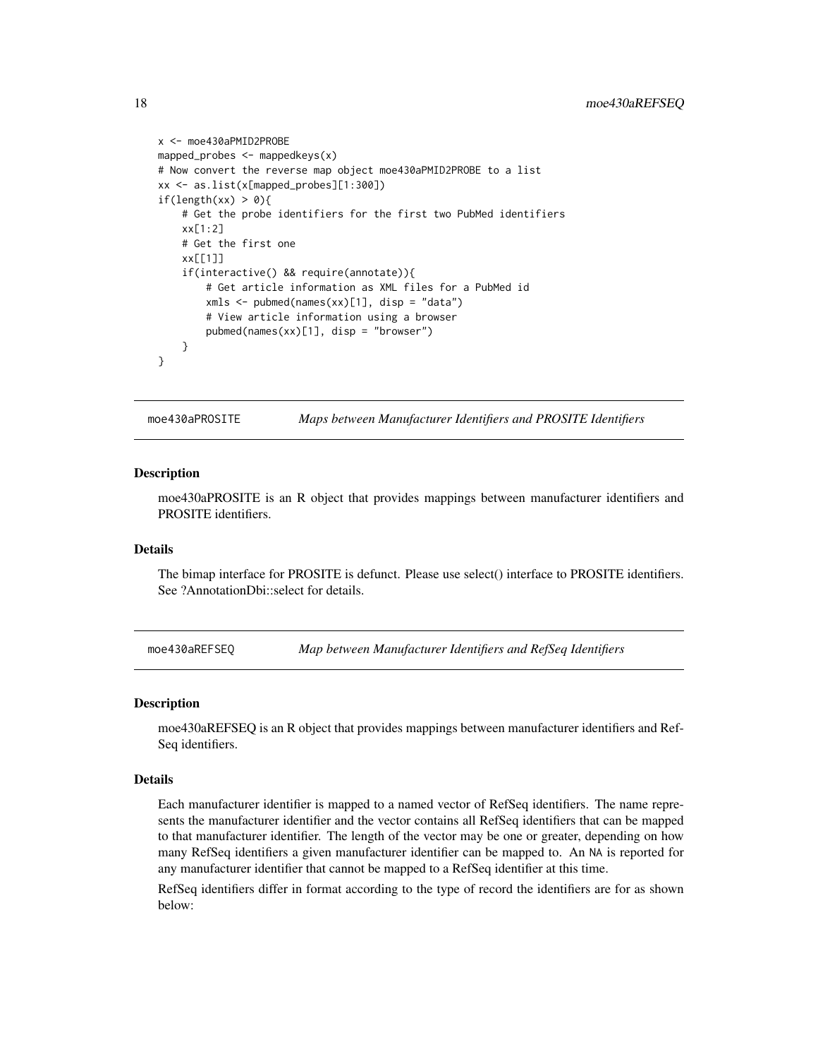```
x <- moe430aPMID2PROBE
mapped_probes <- mappedkeys(x)
# Now convert the reverse map object moe430aPMID2PROBE to a list
xx <- as.list(x[mapped_probes][1:300])
if(length(xx) > 0){
    # Get the probe identifiers for the first two PubMed identifiers
    xx[1:2]
    # Get the first one
    xx[[1]]
    if(interactive() && require(annotate)){
        # Get article information as XML files for a PubMed id
        xmls <- pubmed(names(xx)[1], disp = "data")
        # View article information using a browser
        pubmed(names(xx)[1], disp = "browser")
    }
}
```

## moe430aPROSITE — *Maps between Manufacturer Identifiers and PROSITE Identifiers*

### Description

moe430aPROSITE is an R object that provides mappings between manufacturer identifiers and PROSITE identifiers.

### Details

The bimap interface for PROSITE is defunct. Please use select() interface to PROSITE identifiers. See ?AnnotationDbi::select for details.

## moe430aREFSEQ — *Map between Manufacturer Identifiers and RefSeq Identifiers*

### Description

moe430aREFSEQ is an R object that provides mappings between manufacturer identifiers and RefSeq identifiers.

### Details

Each manufacturer identifier is mapped to a named vector of RefSeq identifiers. The name represents the manufacturer identifier and the vector contains all RefSeq identifiers that can be mapped to that manufacturer identifier. The length of the vector may be one or greater, depending on how many RefSeq identifiers a given manufacturer identifier can be mapped to. An NA is reported for any manufacturer identifier that cannot be mapped to a RefSeq identifier at this time.

RefSeq identifiers differ in format according to the type of record the identifiers are for as shown below: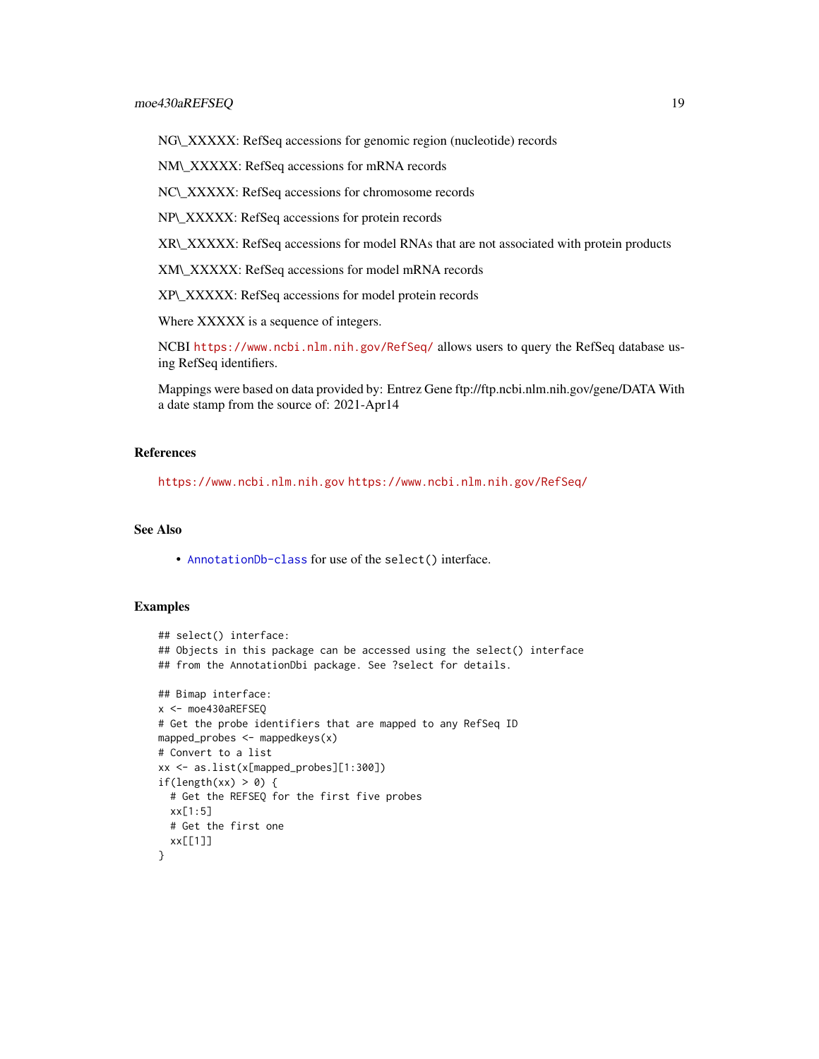NG\_XXXXX: RefSeq accessions for genomic region (nucleotide) records

NM\_XXXXX: RefSeq accessions for mRNA records

NC\_XXXXX: RefSeq accessions for chromosome records

NP\_XXXXX: RefSeq accessions for protein records

XR\_XXXXX: RefSeq accessions for model RNAs that are not associated with protein products

XM\_XXXXX: RefSeq accessions for model mRNA records

XP\_XXXXX: RefSeq accessions for model protein records

Where XXXXX is a sequence of integers.

NCBI https://www.ncbi.nlm.nih.gov/RefSeq/ allows users to query the RefSeq database using RefSeq identifiers.

Mappings were based on data provided by: Entrez Gene ftp://ftp.ncbi.nlm.nih.gov/gene/DATA With a date stamp from the source of: 2021-Apr14

## References

https://www.ncbi.nlm.nih.gov https://www.ncbi.nlm.nih.gov/RefSeq/

## See Also

- AnnotationDb-class for use of the select() interface.

## Examples

```
## select() interface:
## Objects in this package can be accessed using the select() interface
## from the AnnotationDbi package. See ?select for details.

## Bimap interface:
x <- moe430aREFSEQ
# Get the probe identifiers that are mapped to any RefSeq ID
mapped_probes <- mappedkeys(x)
# Convert to a list
xx <- as.list(x[mapped_probes][1:300])
if(length(xx) > 0) {
  # Get the REFSEQ for the first five probes
  xx[1:5]
  # Get the first one
  xx[[1]]
}
```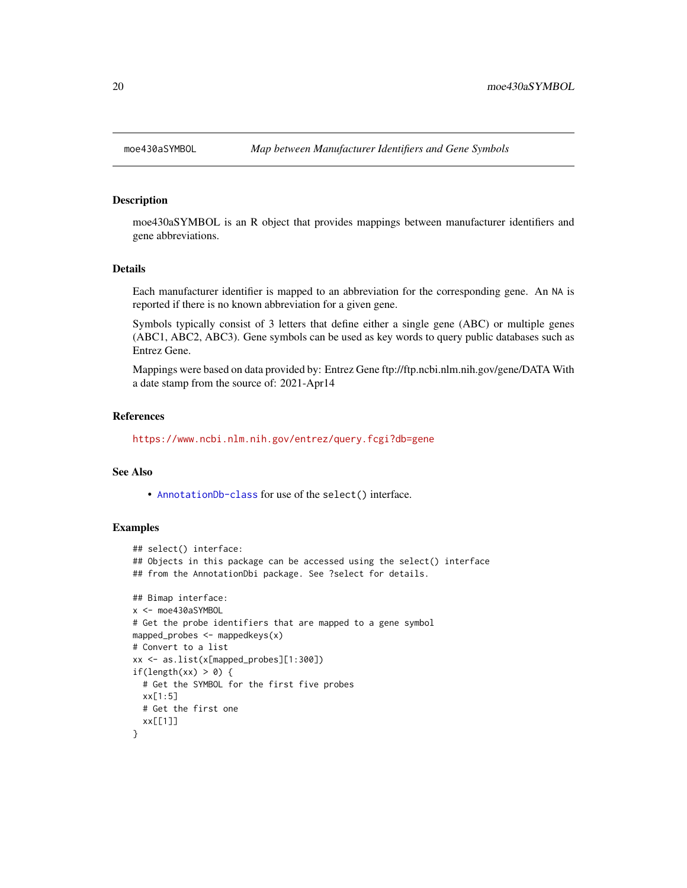moe430aSYMBOL    *Map between Manufacturer Identifiers and Gene Symbols*

## Description

moe430aSYMBOL is an R object that provides mappings between manufacturer identifiers and gene abbreviations.

## Details

Each manufacturer identifier is mapped to an abbreviation for the corresponding gene. An NA is reported if there is no known abbreviation for a given gene.

Symbols typically consist of 3 letters that define either a single gene (ABC) or multiple genes (ABC1, ABC2, ABC3). Gene symbols can be used as key words to query public databases such as Entrez Gene.

Mappings were based on data provided by: Entrez Gene ftp://ftp.ncbi.nlm.nih.gov/gene/DATA With a date stamp from the source of: 2021-Apr14

## References

https://www.ncbi.nlm.nih.gov/entrez/query.fcgi?db=gene

## See Also

- AnnotationDb-class for use of the select() interface.

## Examples

```
## select() interface:
## Objects in this package can be accessed using the select() interface
## from the AnnotationDbi package. See ?select for details.

## Bimap interface:
x <- moe430aSYMBOL
# Get the probe identifiers that are mapped to a gene symbol
mapped_probes <- mappedkeys(x)
# Convert to a list
xx <- as.list(x[mapped_probes][1:300])
if(length(xx) > 0) {
  # Get the SYMBOL for the first five probes
  xx[1:5]
  # Get the first one
  xx[[1]]
}
```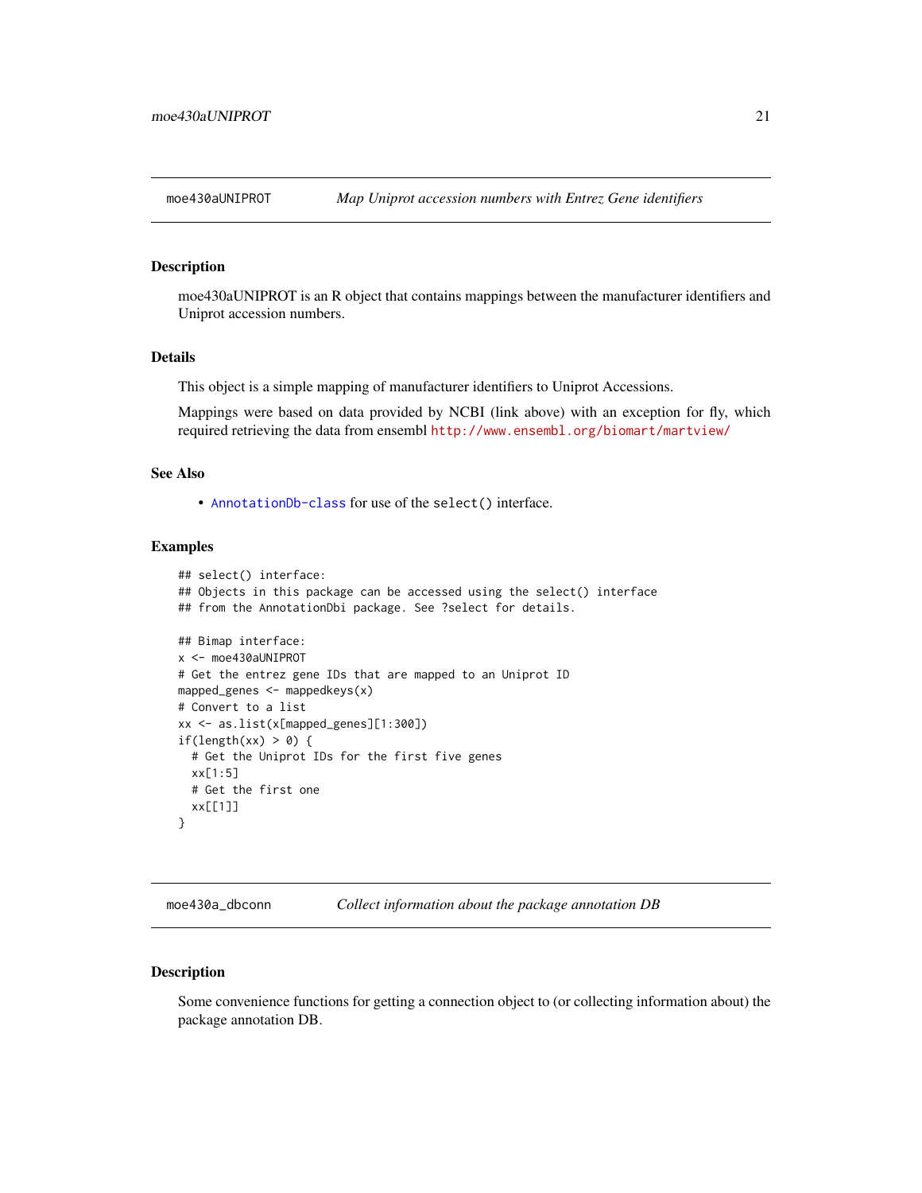## moe430aUNIPROT *Map Uniprot accession numbers with Entrez Gene identifiers*

### Description

moe430aUNIPROT is an R object that contains mappings between the manufacturer identifiers and Uniprot accession numbers.

### Details

This object is a simple mapping of manufacturer identifiers to Uniprot Accessions.

Mappings were based on data provided by NCBI (link above) with an exception for fly, which required retrieving the data from ensembl http://www.ensembl.org/biomart/martview/

### See Also

- AnnotationDb-class for use of the `select()` interface.

### Examples

```
## select() interface:
## Objects in this package can be accessed using the select() interface
## from the AnnotationDbi package. See ?select for details.

## Bimap interface:
x <- moe430aUNIPROT
# Get the entrez gene IDs that are mapped to an Uniprot ID
mapped_genes <- mappedkeys(x)
# Convert to a list
xx <- as.list(x[mapped_genes][1:300])
if(length(xx) > 0) {
  # Get the Uniprot IDs for the first five genes
  xx[1:5]
  # Get the first one
  xx[[1]]
}
```

## moe430a_dbconn *Collect information about the package annotation DB*

### Description

Some convenience functions for getting a connection object to (or collecting information about) the package annotation DB.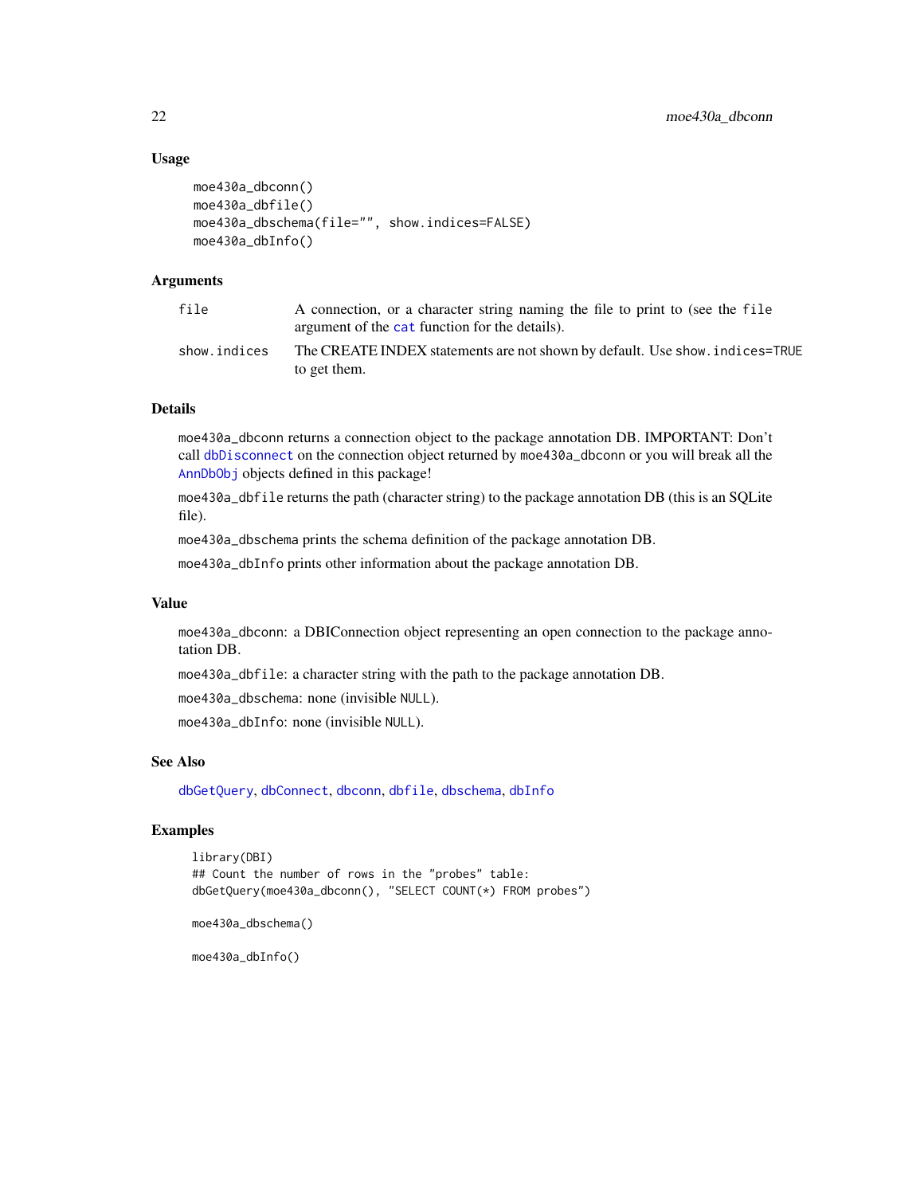### Usage

```
moe430a_dbconn()
moe430a_dbfile()
moe430a_dbschema(file="", show.indices=FALSE)
moe430a_dbInfo()
```

### Arguments

| | |
|---|---|
| file | A connection, or a character string naming the file to print to (see the file argument of the cat function for the details). |
| show.indices | The CREATE INDEX statements are not shown by default. Use show.indices=TRUE to get them. |

### Details

moe430a_dbconn returns a connection object to the package annotation DB. IMPORTANT: Don't call dbDisconnect on the connection object returned by moe430a_dbconn or you will break all the AnnDbObj objects defined in this package!

moe430a_dbfile returns the path (character string) to the package annotation DB (this is an SQLite file).

moe430a_dbschema prints the schema definition of the package annotation DB.

moe430a_dbInfo prints other information about the package annotation DB.

### Value

moe430a_dbconn: a DBIConnection object representing an open connection to the package annotation DB.

moe430a_dbfile: a character string with the path to the package annotation DB.

moe430a_dbschema: none (invisible NULL).

moe430a_dbInfo: none (invisible NULL).

### See Also

dbGetQuery, dbConnect, dbconn, dbfile, dbschema, dbInfo

### Examples

```
library(DBI)
## Count the number of rows in the "probes" table:
dbGetQuery(moe430a_dbconn(), "SELECT COUNT(*) FROM probes")

moe430a_dbschema()

moe430a_dbInfo()
```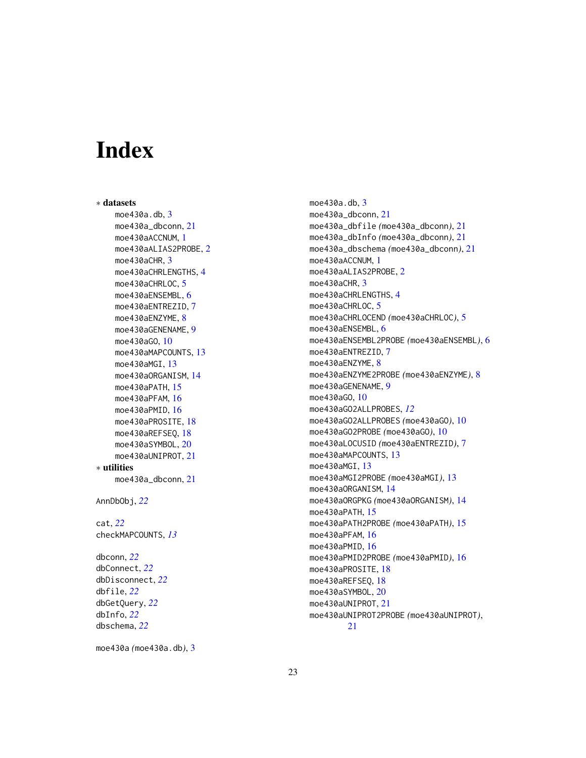# Index

∗ **datasets**

moe430a.db, 3
moe430a_dbconn, 21
moe430aACCNUM, 1
moe430aALIAS2PROBE, 2
moe430aCHR, 3
moe430aCHRLENGTHS, 4
moe430aCHRLOC, 5
moe430aENSEMBL, 6
moe430aENTREZID, 7
moe430aENZYME, 8
moe430aGENENAME, 9
moe430aGO, 10
moe430aMAPCOUNTS, 13
moe430aMGI, 13
moe430aORGANISM, 14
moe430aPATH, 15
moe430aPFAM, 16
moe430aPMID, 16
moe430aPROSITE, 18
moe430aREFSEQ, 18
moe430aSYMBOL, 20
moe430aUNIPROT, 21

∗ **utilities**

moe430a_dbconn, 21

AnnDbObj, *22*

cat, *22*
checkMAPCOUNTS, *13*

dbconn, *22*
dbConnect, *22*
dbDisconnect, *22*
dbfile, *22*
dbGetQuery, *22*
dbInfo, *22*
dbschema, *22*

moe430a *(moe430a.db)*, 3
moe430a.db, 3
moe430a_dbconn, 21
moe430a_dbfile *(moe430a_dbconn)*, 21
moe430a_dbInfo *(moe430a_dbconn)*, 21
moe430a_dbschema *(moe430a_dbconn)*, 21
moe430aACCNUM, 1
moe430aALIAS2PROBE, 2
moe430aCHR, 3
moe430aCHRLENGTHS, 4
moe430aCHRLOC, 5
moe430aCHRLOCEND *(moe430aCHRLOC)*, 5
moe430aENSEMBL, 6
moe430aENSEMBL2PROBE *(moe430aENSEMBL)*, 6
moe430aENTREZID, 7
moe430aENZYME, 8
moe430aENZYME2PROBE *(moe430aENZYME)*, 8
moe430aGENENAME, 9
moe430aGO, 10
moe430aGO2ALLPROBES, *12*
moe430aGO2ALLPROBES *(moe430aGO)*, 10
moe430aGO2PROBE *(moe430aGO)*, 10
moe430aLOCUSID *(moe430aENTREZID)*, 7
moe430aMAPCOUNTS, 13
moe430aMGI, 13
moe430aMGI2PROBE *(moe430aMGI)*, 13
moe430aORGANISM, 14
moe430aORGPKG *(moe430aORGANISM)*, 14
moe430aPATH, 15
moe430aPATH2PROBE *(moe430aPATH)*, 15
moe430aPFAM, 16
moe430aPMID, 16
moe430aPMID2PROBE *(moe430aPMID)*, 16
moe430aPROSITE, 18
moe430aREFSEQ, 18
moe430aSYMBOL, 20
moe430aUNIPROT, 21
moe430aUNIPROT2PROBE *(moe430aUNIPROT)*, 21